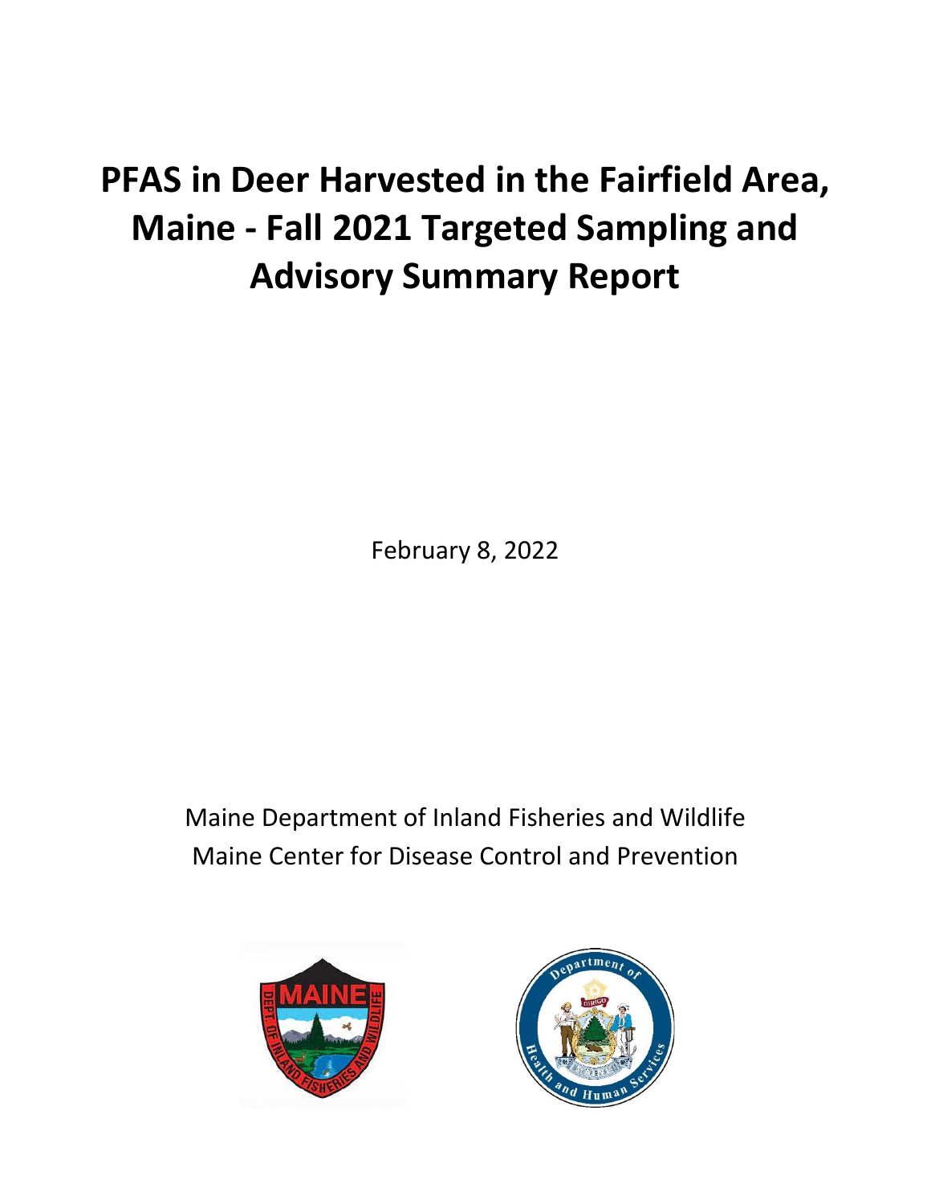# PFAS in Deer Harvested in the Fairfield Area, Maine - Fall 2021 Targeted Sampling and Advisory Summary Report

February 8, 2022

Maine Department of Inland Fisheries and Wildlife

Maine Center for Disease Control and Prevention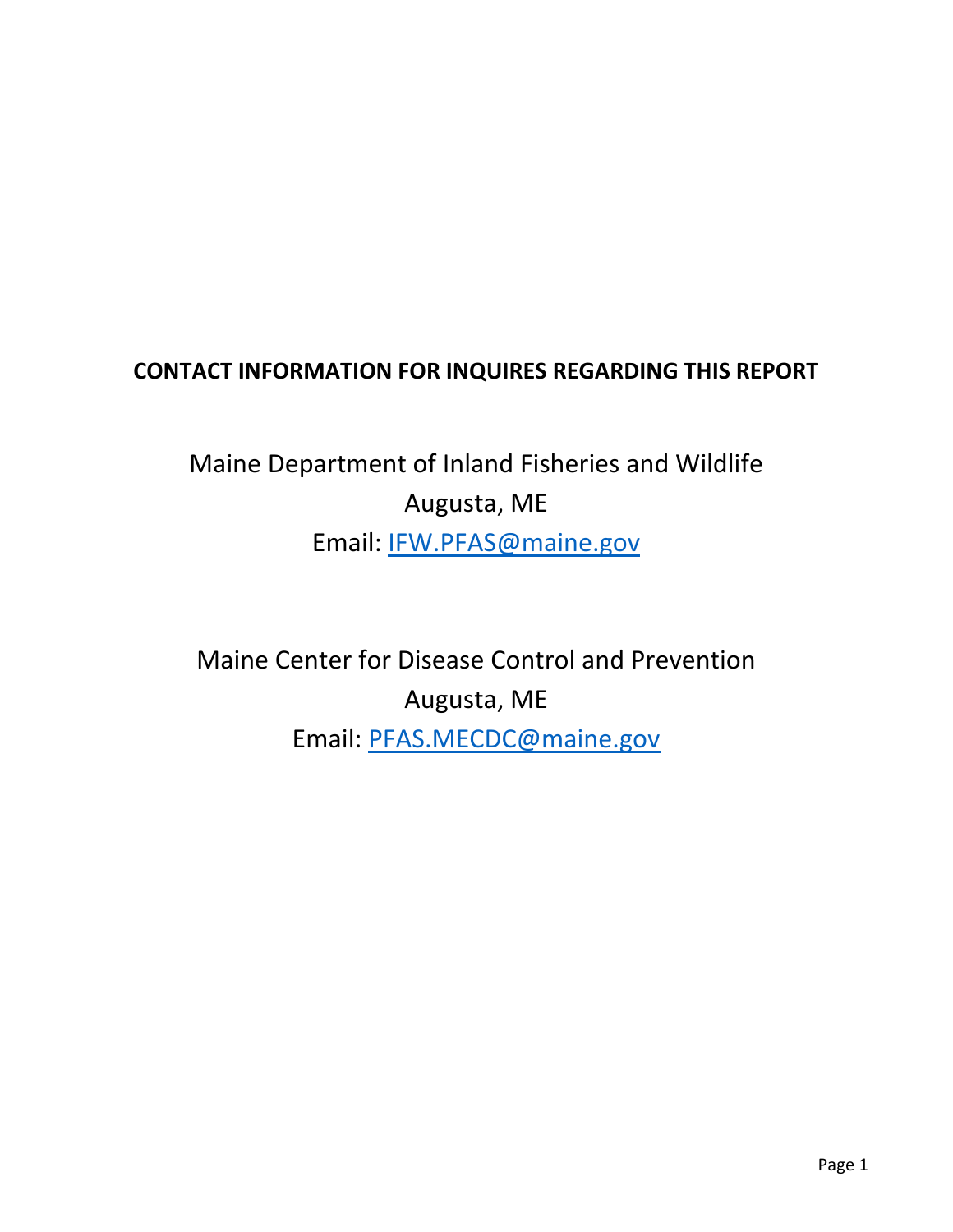**CONTACT INFORMATION FOR INQUIRES REGARDING THIS REPORT**

Maine Department of Inland Fisheries and Wildlife
Augusta, ME
Email: IFW.PFAS@maine.gov

Maine Center for Disease Control and Prevention
Augusta, ME
Email: PFAS.MECDC@maine.gov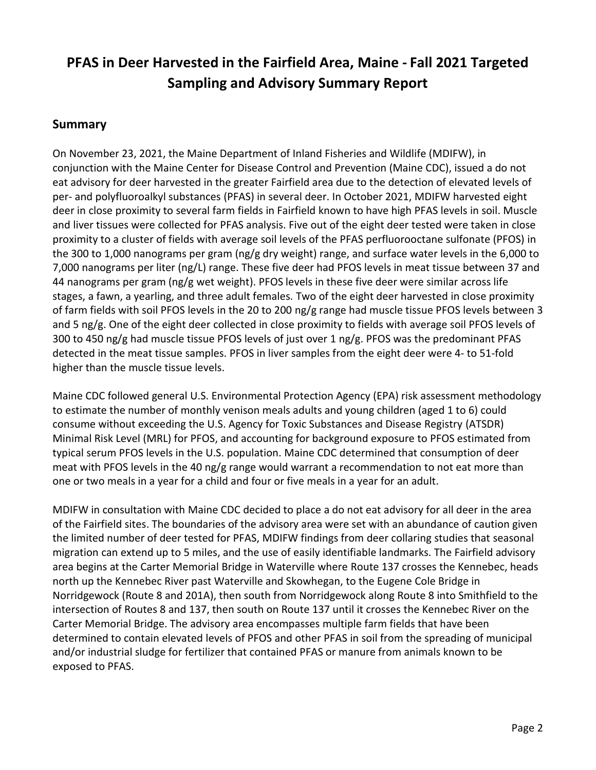# PFAS in Deer Harvested in the Fairfield Area, Maine - Fall 2021 Targeted Sampling and Advisory Summary Report

## Summary

On November 23, 2021, the Maine Department of Inland Fisheries and Wildlife (MDIFW), in conjunction with the Maine Center for Disease Control and Prevention (Maine CDC), issued a do not eat advisory for deer harvested in the greater Fairfield area due to the detection of elevated levels of per- and polyfluoroalkyl substances (PFAS) in several deer. In October 2021, MDIFW harvested eight deer in close proximity to several farm fields in Fairfield known to have high PFAS levels in soil. Muscle and liver tissues were collected for PFAS analysis. Five out of the eight deer tested were taken in close proximity to a cluster of fields with average soil levels of the PFAS perfluorooctane sulfonate (PFOS) in the 300 to 1,000 nanograms per gram (ng/g dry weight) range, and surface water levels in the 6,000 to 7,000 nanograms per liter (ng/L) range. These five deer had PFOS levels in meat tissue between 37 and 44 nanograms per gram (ng/g wet weight). PFOS levels in these five deer were similar across life stages, a fawn, a yearling, and three adult females. Two of the eight deer harvested in close proximity of farm fields with soil PFOS levels in the 20 to 200 ng/g range had muscle tissue PFOS levels between 3 and 5 ng/g. One of the eight deer collected in close proximity to fields with average soil PFOS levels of 300 to 450 ng/g had muscle tissue PFOS levels of just over 1 ng/g. PFOS was the predominant PFAS detected in the meat tissue samples. PFOS in liver samples from the eight deer were 4- to 51-fold higher than the muscle tissue levels.

Maine CDC followed general U.S. Environmental Protection Agency (EPA) risk assessment methodology to estimate the number of monthly venison meals adults and young children (aged 1 to 6) could consume without exceeding the U.S. Agency for Toxic Substances and Disease Registry (ATSDR) Minimal Risk Level (MRL) for PFOS, and accounting for background exposure to PFOS estimated from typical serum PFOS levels in the U.S. population. Maine CDC determined that consumption of deer meat with PFOS levels in the 40 ng/g range would warrant a recommendation to not eat more than one or two meals in a year for a child and four or five meals in a year for an adult.

MDIFW in consultation with Maine CDC decided to place a do not eat advisory for all deer in the area of the Fairfield sites. The boundaries of the advisory area were set with an abundance of caution given the limited number of deer tested for PFAS, MDIFW findings from deer collaring studies that seasonal migration can extend up to 5 miles, and the use of easily identifiable landmarks. The Fairfield advisory area begins at the Carter Memorial Bridge in Waterville where Route 137 crosses the Kennebec, heads north up the Kennebec River past Waterville and Skowhegan, to the Eugene Cole Bridge in Norridgewock (Route 8 and 201A), then south from Norridgewock along Route 8 into Smithfield to the intersection of Routes 8 and 137, then south on Route 137 until it crosses the Kennebec River on the Carter Memorial Bridge. The advisory area encompasses multiple farm fields that have been determined to contain elevated levels of PFOS and other PFAS in soil from the spreading of municipal and/or industrial sludge for fertilizer that contained PFAS or manure from animals known to be exposed to PFAS.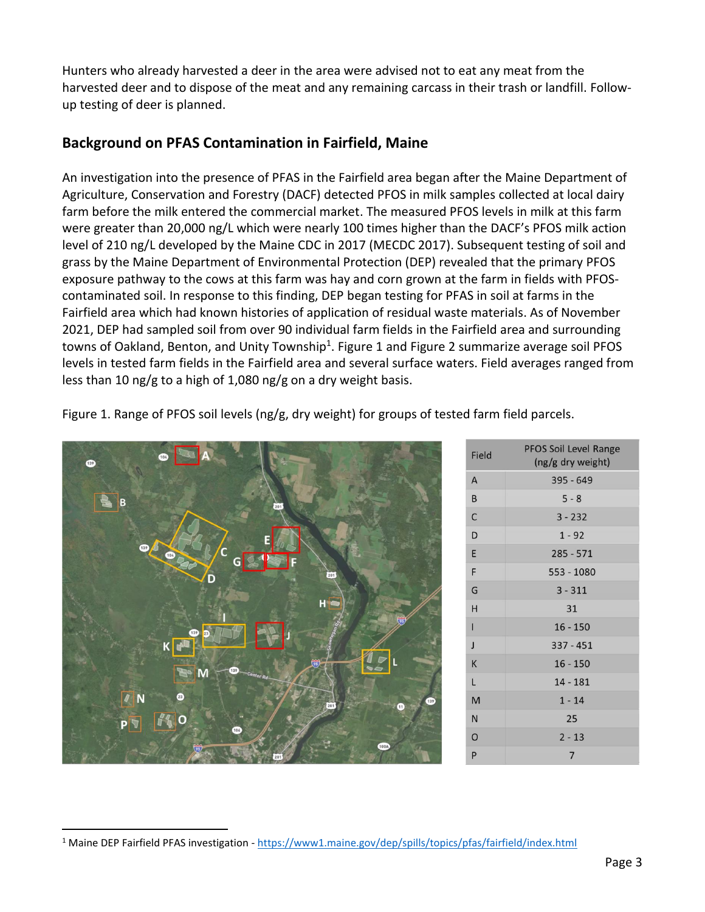Hunters who already harvested a deer in the area were advised not to eat any meat from the harvested deer and to dispose of the meat and any remaining carcass in their trash or landfill. Follow-up testing of deer is planned.

## Background on PFAS Contamination in Fairfield, Maine

An investigation into the presence of PFAS in the Fairfield area began after the Maine Department of Agriculture, Conservation and Forestry (DACF) detected PFOS in milk samples collected at local dairy farm before the milk entered the commercial market. The measured PFOS levels in milk at this farm were greater than 20,000 ng/L which were nearly 100 times higher than the DACF's PFOS milk action level of 210 ng/L developed by the Maine CDC in 2017 (MECDC 2017). Subsequent testing of soil and grass by the Maine Department of Environmental Protection (DEP) revealed that the primary PFOS exposure pathway to the cows at this farm was hay and corn grown at the farm in fields with PFOS-contaminated soil. In response to this finding, DEP began testing for PFAS in soil at farms in the Fairfield area which had known histories of application of residual waste materials. As of November 2021, DEP had sampled soil from over 90 individual farm fields in the Fairfield area and surrounding towns of Oakland, Benton, and Unity Township[1]. Figure 1 and Figure 2 summarize average soil PFOS levels in tested farm fields in the Fairfield area and several surface waters. Field averages ranged from less than 10 ng/g to a high of 1,080 ng/g on a dry weight basis.

Figure 1. Range of PFOS soil levels (ng/g, dry weight) for groups of tested farm field parcels.

| Field | PFOS Soil Level Range (ng/g dry weight) |
|---|---|
| A | 395 - 649 |
| B | 5 - 8 |
| C | 3 - 232 |
| D | 1 - 92 |
| E | 285 - 571 |
| F | 553 - 1080 |
| G | 3 - 311 |
| H | 31 |
| I | 16 - 150 |
| J | 337 - 451 |
| K | 16 - 150 |
| L | 14 - 181 |
| M | 1 - 14 |
| N | 25 |
| O | 2 - 13 |
| P | 7 |

[1] Maine DEP Fairfield PFAS investigation - https://www1.maine.gov/dep/spills/topics/pfas/fairfield/index.html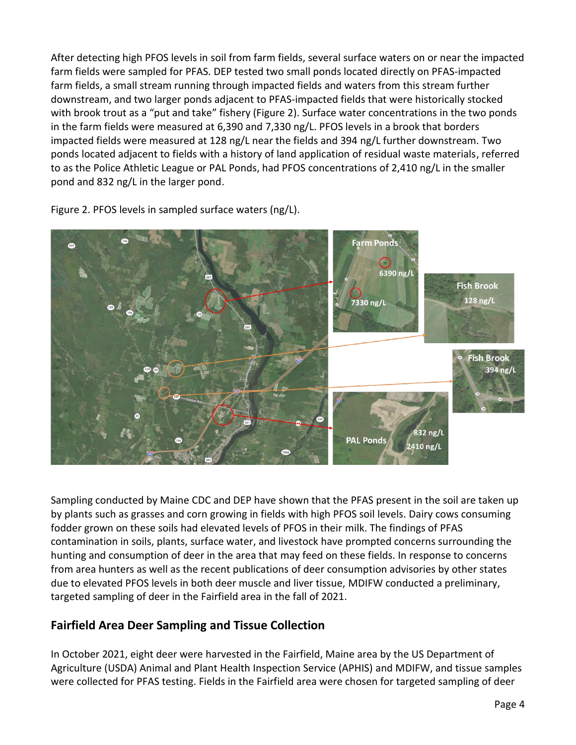After detecting high PFOS levels in soil from farm fields, several surface waters on or near the impacted farm fields were sampled for PFAS. DEP tested two small ponds located directly on PFAS-impacted farm fields, a small stream running through impacted fields and waters from this stream further downstream, and two larger ponds adjacent to PFAS-impacted fields that were historically stocked with brook trout as a "put and take" fishery (Figure 2). Surface water concentrations in the two ponds in the farm fields were measured at 6,390 and 7,330 ng/L. PFOS levels in a brook that borders impacted fields were measured at 128 ng/L near the fields and 394 ng/L further downstream. Two ponds located adjacent to fields with a history of land application of residual waste materials, referred to as the Police Athletic League or PAL Ponds, had PFOS concentrations of 2,410 ng/L in the smaller pond and 832 ng/L in the larger pond.

Figure 2. PFOS levels in sampled surface waters (ng/L).

Sampling conducted by Maine CDC and DEP have shown that the PFAS present in the soil are taken up by plants such as grasses and corn growing in fields with high PFOS soil levels. Dairy cows consuming fodder grown on these soils had elevated levels of PFOS in their milk. The findings of PFAS contamination in soils, plants, surface water, and livestock have prompted concerns surrounding the hunting and consumption of deer in the area that may feed on these fields. In response to concerns from area hunters as well as the recent publications of deer consumption advisories by other states due to elevated PFOS levels in both deer muscle and liver tissue, MDIFW conducted a preliminary, targeted sampling of deer in the Fairfield area in the fall of 2021.

## Fairfield Area Deer Sampling and Tissue Collection

In October 2021, eight deer were harvested in the Fairfield, Maine area by the US Department of Agriculture (USDA) Animal and Plant Health Inspection Service (APHIS) and MDIFW, and tissue samples were collected for PFAS testing. Fields in the Fairfield area were chosen for targeted sampling of deer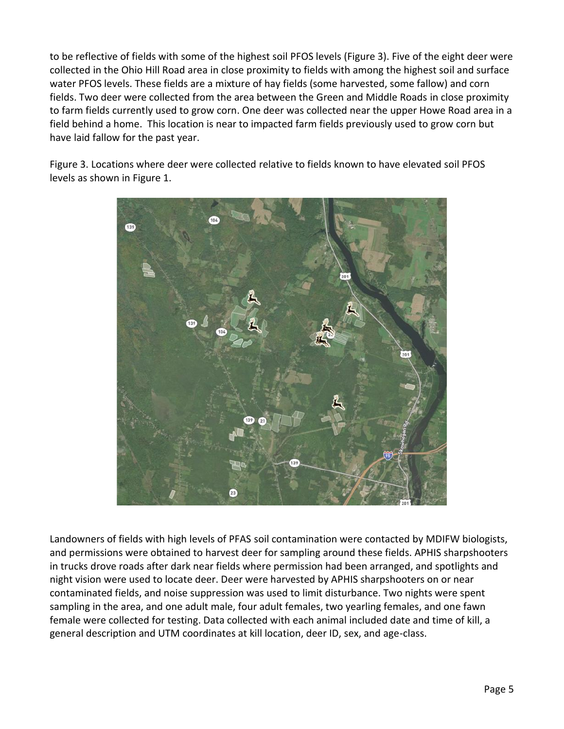to be reflective of fields with some of the highest soil PFOS levels (Figure 3). Five of the eight deer were collected in the Ohio Hill Road area in close proximity to fields with among the highest soil and surface water PFOS levels. These fields are a mixture of hay fields (some harvested, some fallow) and corn fields. Two deer were collected from the area between the Green and Middle Roads in close proximity to farm fields currently used to grow corn. One deer was collected near the upper Howe Road area in a field behind a home. This location is near to impacted farm fields previously used to grow corn but have laid fallow for the past year.

Figure 3. Locations where deer were collected relative to fields known to have elevated soil PFOS levels as shown in Figure 1.

Landowners of fields with high levels of PFAS soil contamination were contacted by MDIFW biologists, and permissions were obtained to harvest deer for sampling around these fields. APHIS sharpshooters in trucks drove roads after dark near fields where permission had been arranged, and spotlights and night vision were used to locate deer. Deer were harvested by APHIS sharpshooters on or near contaminated fields, and noise suppression was used to limit disturbance. Two nights were spent sampling in the area, and one adult male, four adult females, two yearling females, and one fawn female were collected for testing. Data collected with each animal included date and time of kill, a general description and UTM coordinates at kill location, deer ID, sex, and age-class.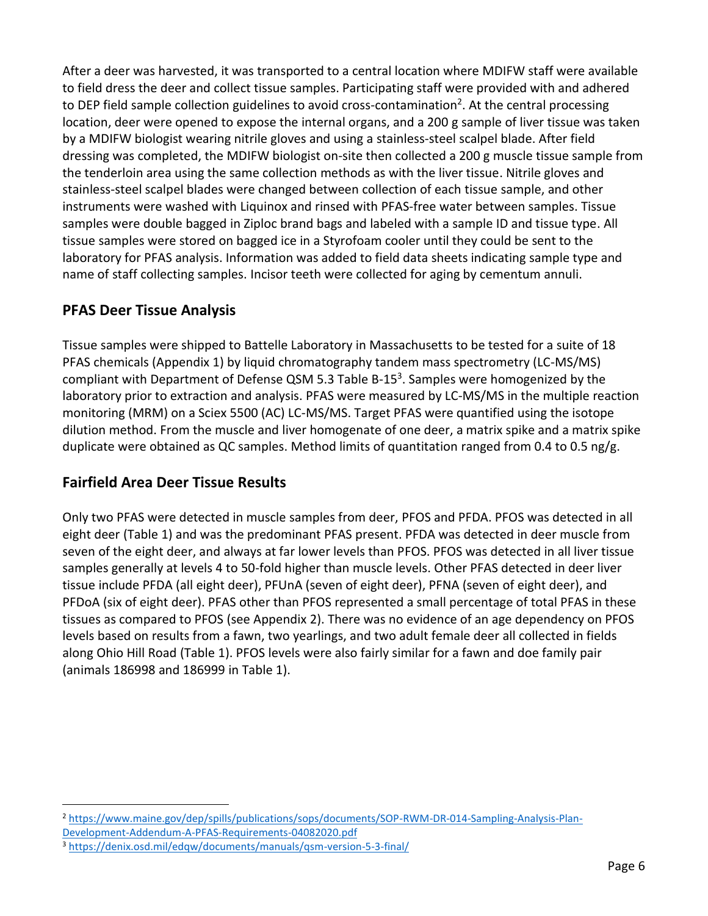After a deer was harvested, it was transported to a central location where MDIFW staff were available to field dress the deer and collect tissue samples. Participating staff were provided with and adhered to DEP field sample collection guidelines to avoid cross-contamination[2]. At the central processing location, deer were opened to expose the internal organs, and a 200 g sample of liver tissue was taken by a MDIFW biologist wearing nitrile gloves and using a stainless-steel scalpel blade. After field dressing was completed, the MDIFW biologist on-site then collected a 200 g muscle tissue sample from the tenderloin area using the same collection methods as with the liver tissue. Nitrile gloves and stainless-steel scalpel blades were changed between collection of each tissue sample, and other instruments were washed with Liquinox and rinsed with PFAS-free water between samples. Tissue samples were double bagged in Ziploc brand bags and labeled with a sample ID and tissue type. All tissue samples were stored on bagged ice in a Styrofoam cooler until they could be sent to the laboratory for PFAS analysis. Information was added to field data sheets indicating sample type and name of staff collecting samples. Incisor teeth were collected for aging by cementum annuli.

## PFAS Deer Tissue Analysis

Tissue samples were shipped to Battelle Laboratory in Massachusetts to be tested for a suite of 18 PFAS chemicals (Appendix 1) by liquid chromatography tandem mass spectrometry (LC-MS/MS) compliant with Department of Defense QSM 5.3 Table B-15[3]. Samples were homogenized by the laboratory prior to extraction and analysis. PFAS were measured by LC-MS/MS in the multiple reaction monitoring (MRM) on a Sciex 5500 (AC) LC-MS/MS. Target PFAS were quantified using the isotope dilution method. From the muscle and liver homogenate of one deer, a matrix spike and a matrix spike duplicate were obtained as QC samples. Method limits of quantitation ranged from 0.4 to 0.5 ng/g.

## Fairfield Area Deer Tissue Results

Only two PFAS were detected in muscle samples from deer, PFOS and PFDA. PFOS was detected in all eight deer (Table 1) and was the predominant PFAS present. PFDA was detected in deer muscle from seven of the eight deer, and always at far lower levels than PFOS. PFOS was detected in all liver tissue samples generally at levels 4 to 50-fold higher than muscle levels. Other PFAS detected in deer liver tissue include PFDA (all eight deer), PFUnA (seven of eight deer), PFNA (seven of eight deer), and PFDoA (six of eight deer). PFAS other than PFOS represented a small percentage of total PFAS in these tissues as compared to PFOS (see Appendix 2). There was no evidence of an age dependency on PFOS levels based on results from a fawn, two yearlings, and two adult female deer all collected in fields along Ohio Hill Road (Table 1). PFOS levels were also fairly similar for a fawn and doe family pair (animals 186998 and 186999 in Table 1).

[2] https://www.maine.gov/dep/spills/publications/sops/documents/SOP-RWM-DR-014-Sampling-Analysis-Plan-Development-Addendum-A-PFAS-Requirements-04082020.pdf

[3] https://denix.osd.mil/edqw/documents/manuals/qsm-version-5-3-final/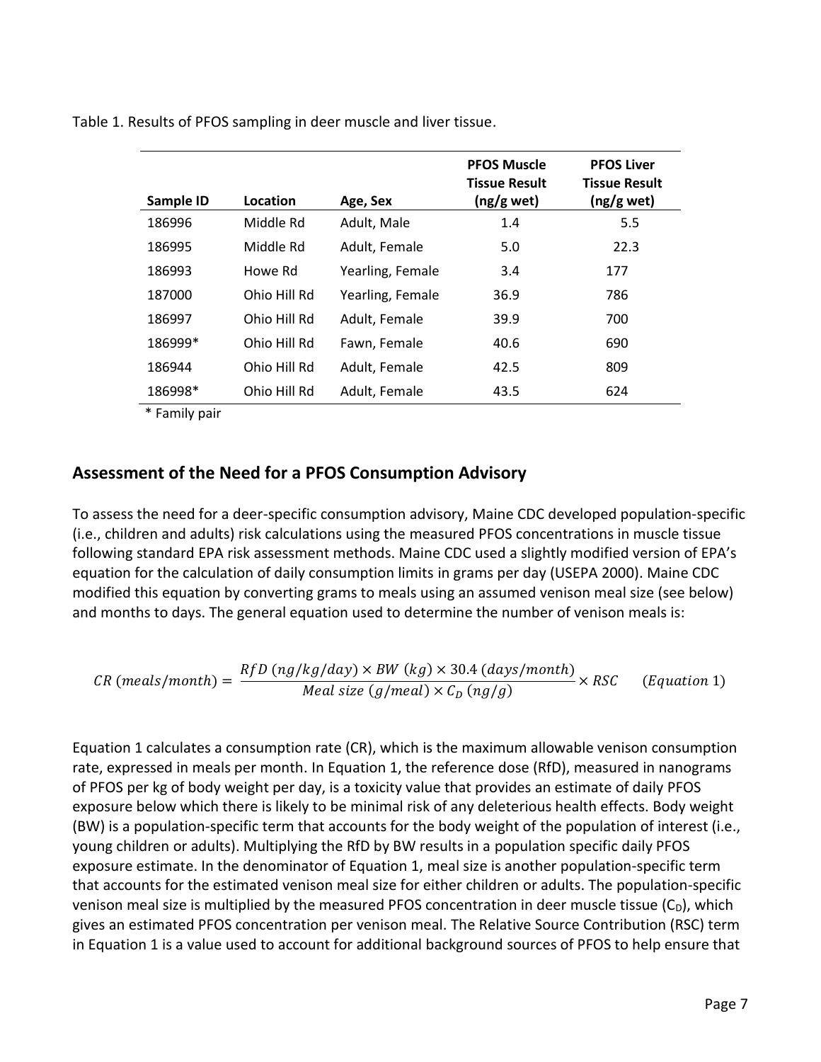Table 1. Results of PFOS sampling in deer muscle and liver tissue.

| Sample ID | Location | Age, Sex | PFOS Muscle Tissue Result (ng/g wet) | PFOS Liver Tissue Result (ng/g wet) |
|---|---|---|---|---|
| 186996 | Middle Rd | Adult, Male | 1.4 | 5.5 |
| 186995 | Middle Rd | Adult, Female | 5.0 | 22.3 |
| 186993 | Howe Rd | Yearling, Female | 3.4 | 177 |
| 187000 | Ohio Hill Rd | Yearling, Female | 36.9 | 786 |
| 186997 | Ohio Hill Rd | Adult, Female | 39.9 | 700 |
| 186999* | Ohio Hill Rd | Fawn, Female | 40.6 | 690 |
| 186944 | Ohio Hill Rd | Adult, Female | 42.5 | 809 |
| 186998* | Ohio Hill Rd | Adult, Female | 43.5 | 624 |

* Family pair

## Assessment of the Need for a PFOS Consumption Advisory

To assess the need for a deer-specific consumption advisory, Maine CDC developed population-specific (i.e., children and adults) risk calculations using the measured PFOS concentrations in muscle tissue following standard EPA risk assessment methods. Maine CDC used a slightly modified version of EPA's equation for the calculation of daily consumption limits in grams per day (USEPA 2000). Maine CDC modified this equation by converting grams to meals using an assumed venison meal size (see below) and months to days. The general equation used to determine the number of venison meals is:

$$CR\ (meals/month) = \frac{RfD\ (ng/kg/day) \times BW\ (kg) \times 30.4\ (days/month)}{Meal\ size\ (g/meal) \times C_D\ (ng/g)} \times RSC \qquad (Equation\ 1)$$

Equation 1 calculates a consumption rate (CR), which is the maximum allowable venison consumption rate, expressed in meals per month. In Equation 1, the reference dose (RfD), measured in nanograms of PFOS per kg of body weight per day, is a toxicity value that provides an estimate of daily PFOS exposure below which there is likely to be minimal risk of any deleterious health effects. Body weight (BW) is a population-specific term that accounts for the body weight of the population of interest (i.e., young children or adults). Multiplying the RfD by BW results in a population specific daily PFOS exposure estimate. In the denominator of Equation 1, meal size is another population-specific term that accounts for the estimated venison meal size for either children or adults. The population-specific venison meal size is multiplied by the measured PFOS concentration in deer muscle tissue ($C_D$), which gives an estimated PFOS concentration per venison meal. The Relative Source Contribution (RSC) term in Equation 1 is a value used to account for additional background sources of PFOS to help ensure that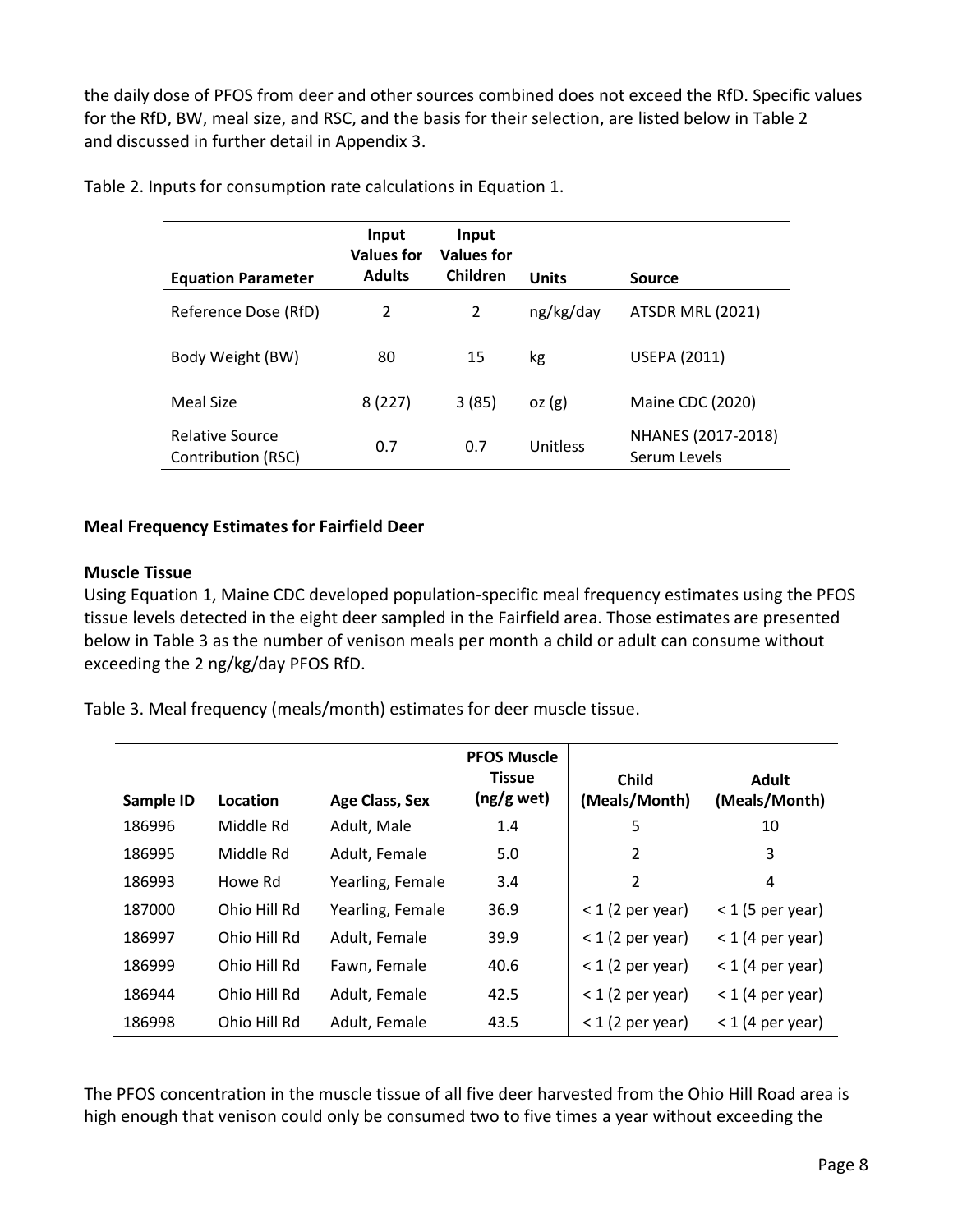the daily dose of PFOS from deer and other sources combined does not exceed the RfD. Specific values for the RfD, BW, meal size, and RSC, and the basis for their selection, are listed below in Table 2 and discussed in further detail in Appendix 3.

Table 2. Inputs for consumption rate calculations in Equation 1.

| Equation Parameter | Input Values for Adults | Input Values for Children | Units | Source |
|---|---|---|---|---|
| Reference Dose (RfD) | 2 | 2 | ng/kg/day | ATSDR MRL (2021) |
| Body Weight (BW) | 80 | 15 | kg | USEPA (2011) |
| Meal Size | 8 (227) | 3 (85) | oz (g) | Maine CDC (2020) |
| Relative Source Contribution (RSC) | 0.7 | 0.7 | Unitless | NHANES (2017-2018) Serum Levels |

**Meal Frequency Estimates for Fairfield Deer**

**Muscle Tissue**

Using Equation 1, Maine CDC developed population-specific meal frequency estimates using the PFOS tissue levels detected in the eight deer sampled in the Fairfield area. Those estimates are presented below in Table 3 as the number of venison meals per month a child or adult can consume without exceeding the 2 ng/kg/day PFOS RfD.

Table 3. Meal frequency (meals/month) estimates for deer muscle tissue.

| Sample ID | Location | Age Class, Sex | PFOS Muscle Tissue (ng/g wet) | Child (Meals/Month) | Adult (Meals/Month) |
|---|---|---|---|---|---|
| 186996 | Middle Rd | Adult, Male | 1.4 | 5 | 10 |
| 186995 | Middle Rd | Adult, Female | 5.0 | 2 | 3 |
| 186993 | Howe Rd | Yearling, Female | 3.4 | 2 | 4 |
| 187000 | Ohio Hill Rd | Yearling, Female | 36.9 | < 1 (2 per year) | < 1 (5 per year) |
| 186997 | Ohio Hill Rd | Adult, Female | 39.9 | < 1 (2 per year) | < 1 (4 per year) |
| 186999 | Ohio Hill Rd | Fawn, Female | 40.6 | < 1 (2 per year) | < 1 (4 per year) |
| 186944 | Ohio Hill Rd | Adult, Female | 42.5 | < 1 (2 per year) | < 1 (4 per year) |
| 186998 | Ohio Hill Rd | Adult, Female | 43.5 | < 1 (2 per year) | < 1 (4 per year) |

The PFOS concentration in the muscle tissue of all five deer harvested from the Ohio Hill Road area is high enough that venison could only be consumed two to five times a year without exceeding the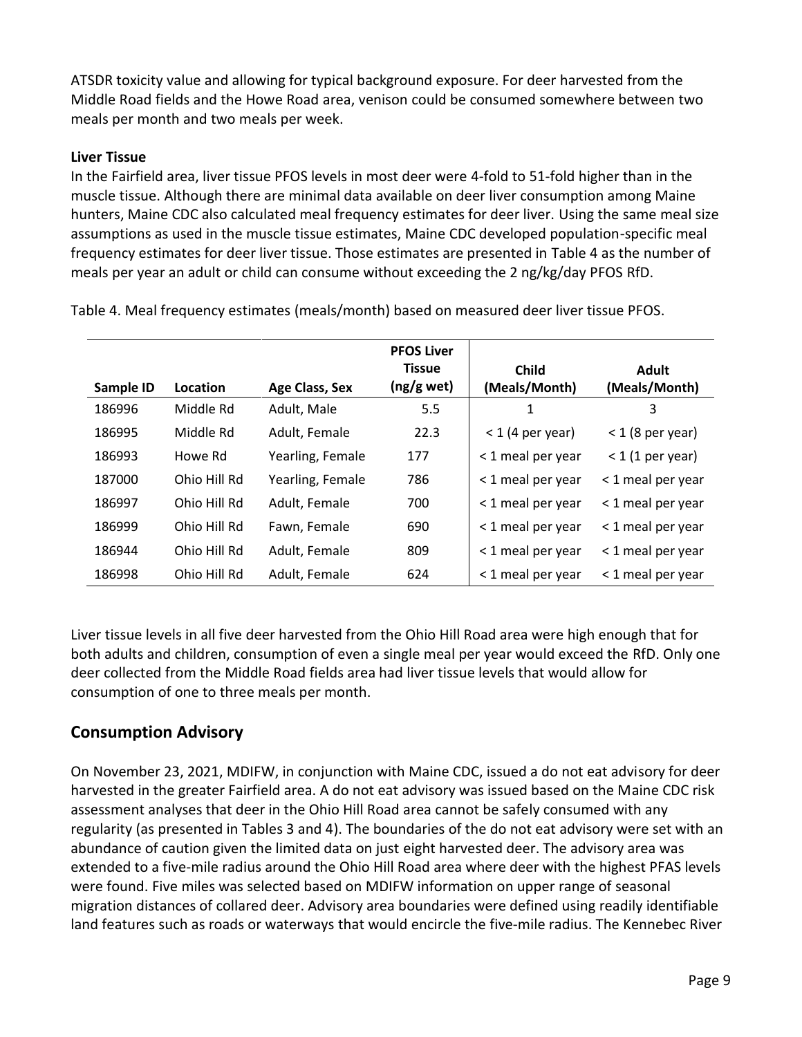ATSDR toxicity value and allowing for typical background exposure. For deer harvested from the Middle Road fields and the Howe Road area, venison could be consumed somewhere between two meals per month and two meals per week.

**Liver Tissue**

In the Fairfield area, liver tissue PFOS levels in most deer were 4-fold to 51-fold higher than in the muscle tissue. Although there are minimal data available on deer liver consumption among Maine hunters, Maine CDC also calculated meal frequency estimates for deer liver. Using the same meal size assumptions as used in the muscle tissue estimates, Maine CDC developed population-specific meal frequency estimates for deer liver tissue. Those estimates are presented in Table 4 as the number of meals per year an adult or child can consume without exceeding the 2 ng/kg/day PFOS RfD.

Table 4. Meal frequency estimates (meals/month) based on measured deer liver tissue PFOS.

| Sample ID | Location | Age Class, Sex | PFOS Liver Tissue (ng/g wet) | Child (Meals/Month) | Adult (Meals/Month) |
|---|---|---|---|---|---|
| 186996 | Middle Rd | Adult, Male | 5.5 | 1 | 3 |
| 186995 | Middle Rd | Adult, Female | 22.3 | < 1 (4 per year) | < 1 (8 per year) |
| 186993 | Howe Rd | Yearling, Female | 177 | < 1 meal per year | < 1 (1 per year) |
| 187000 | Ohio Hill Rd | Yearling, Female | 786 | < 1 meal per year | < 1 meal per year |
| 186997 | Ohio Hill Rd | Adult, Female | 700 | < 1 meal per year | < 1 meal per year |
| 186999 | Ohio Hill Rd | Fawn, Female | 690 | < 1 meal per year | < 1 meal per year |
| 186944 | Ohio Hill Rd | Adult, Female | 809 | < 1 meal per year | < 1 meal per year |
| 186998 | Ohio Hill Rd | Adult, Female | 624 | < 1 meal per year | < 1 meal per year |

Liver tissue levels in all five deer harvested from the Ohio Hill Road area were high enough that for both adults and children, consumption of even a single meal per year would exceed the RfD. Only one deer collected from the Middle Road fields area had liver tissue levels that would allow for consumption of one to three meals per month.

## Consumption Advisory

On November 23, 2021, MDIFW, in conjunction with Maine CDC, issued a do not eat advisory for deer harvested in the greater Fairfield area. A do not eat advisory was issued based on the Maine CDC risk assessment analyses that deer in the Ohio Hill Road area cannot be safely consumed with any regularity (as presented in Tables 3 and 4). The boundaries of the do not eat advisory were set with an abundance of caution given the limited data on just eight harvested deer. The advisory area was extended to a five-mile radius around the Ohio Hill Road area where deer with the highest PFAS levels were found. Five miles was selected based on MDIFW information on upper range of seasonal migration distances of collared deer. Advisory area boundaries were defined using readily identifiable land features such as roads or waterways that would encircle the five-mile radius. The Kennebec River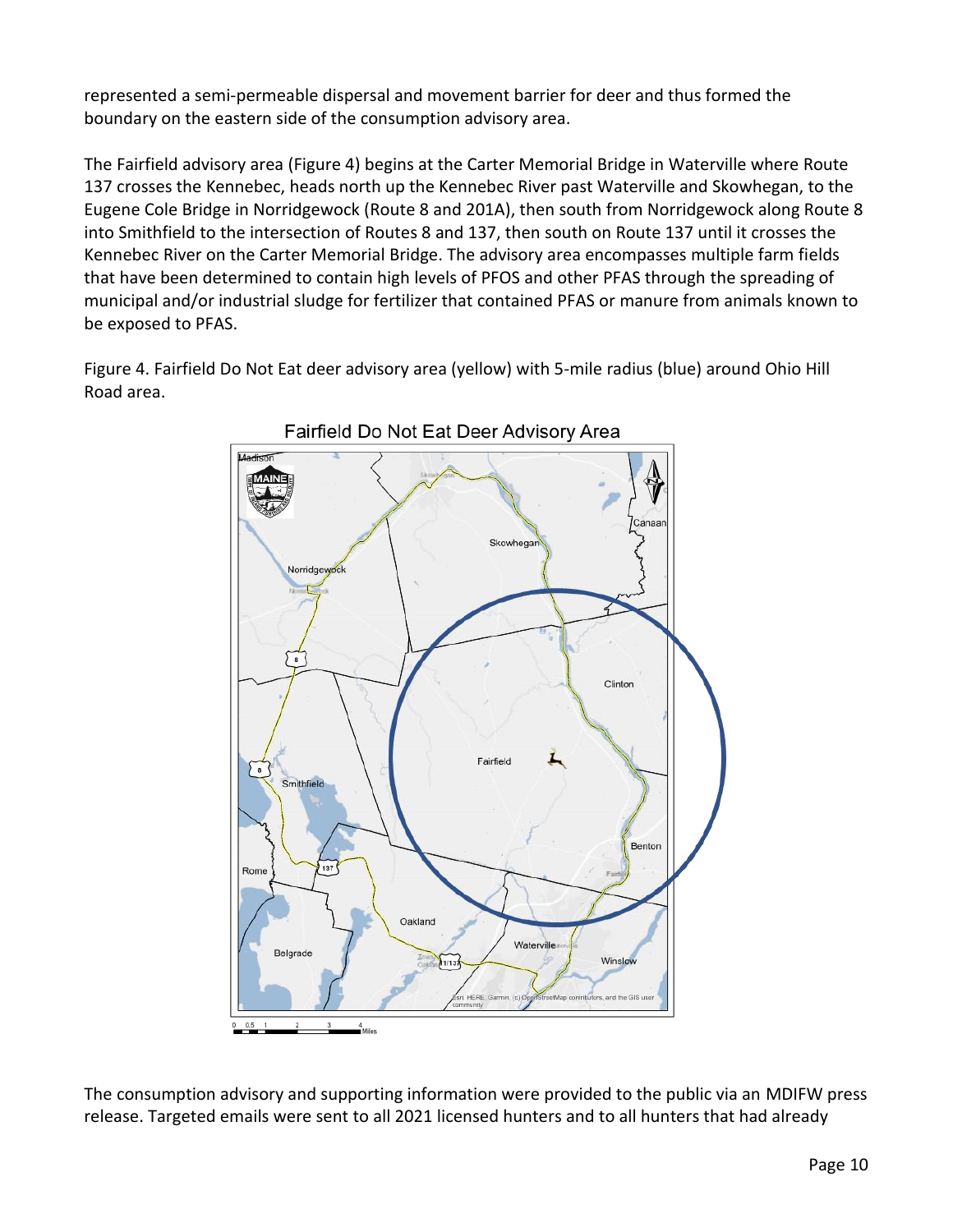represented a semi-permeable dispersal and movement barrier for deer and thus formed the boundary on the eastern side of the consumption advisory area.

The Fairfield advisory area (Figure 4) begins at the Carter Memorial Bridge in Waterville where Route 137 crosses the Kennebec, heads north up the Kennebec River past Waterville and Skowhegan, to the Eugene Cole Bridge in Norridgewock (Route 8 and 201A), then south from Norridgewock along Route 8 into Smithfield to the intersection of Routes 8 and 137, then south on Route 137 until it crosses the Kennebec River on the Carter Memorial Bridge. The advisory area encompasses multiple farm fields that have been determined to contain high levels of PFOS and other PFAS through the spreading of municipal and/or industrial sludge for fertilizer that contained PFAS or manure from animals known to be exposed to PFAS.

Figure 4. Fairfield Do Not Eat deer advisory area (yellow) with 5-mile radius (blue) around Ohio Hill Road area.

The consumption advisory and supporting information were provided to the public via an MDIFW press release. Targeted emails were sent to all 2021 licensed hunters and to all hunters that had already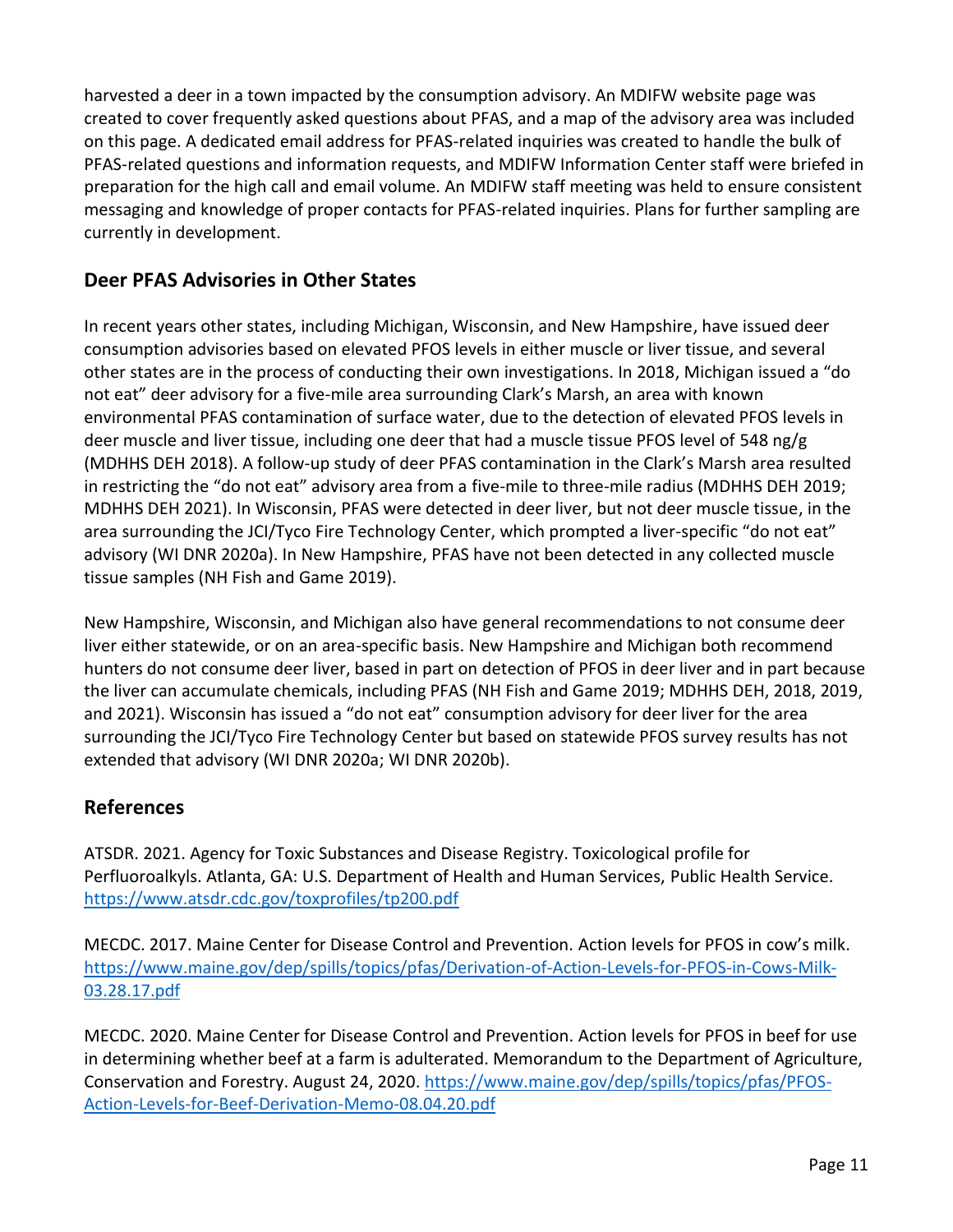harvested a deer in a town impacted by the consumption advisory. An MDIFW website page was created to cover frequently asked questions about PFAS, and a map of the advisory area was included on this page. A dedicated email address for PFAS-related inquiries was created to handle the bulk of PFAS-related questions and information requests, and MDIFW Information Center staff were briefed in preparation for the high call and email volume. An MDIFW staff meeting was held to ensure consistent messaging and knowledge of proper contacts for PFAS-related inquiries. Plans for further sampling are currently in development.

## Deer PFAS Advisories in Other States

In recent years other states, including Michigan, Wisconsin, and New Hampshire, have issued deer consumption advisories based on elevated PFOS levels in either muscle or liver tissue, and several other states are in the process of conducting their own investigations. In 2018, Michigan issued a "do not eat" deer advisory for a five-mile area surrounding Clark's Marsh, an area with known environmental PFAS contamination of surface water, due to the detection of elevated PFOS levels in deer muscle and liver tissue, including one deer that had a muscle tissue PFOS level of 548 ng/g (MDHHS DEH 2018). A follow-up study of deer PFAS contamination in the Clark's Marsh area resulted in restricting the "do not eat" advisory area from a five-mile to three-mile radius (MDHHS DEH 2019; MDHHS DEH 2021). In Wisconsin, PFAS were detected in deer liver, but not deer muscle tissue, in the area surrounding the JCI/Tyco Fire Technology Center, which prompted a liver-specific "do not eat" advisory (WI DNR 2020a). In New Hampshire, PFAS have not been detected in any collected muscle tissue samples (NH Fish and Game 2019).

New Hampshire, Wisconsin, and Michigan also have general recommendations to not consume deer liver either statewide, or on an area-specific basis. New Hampshire and Michigan both recommend hunters do not consume deer liver, based in part on detection of PFOS in deer liver and in part because the liver can accumulate chemicals, including PFAS (NH Fish and Game 2019; MDHHS DEH, 2018, 2019, and 2021). Wisconsin has issued a "do not eat" consumption advisory for deer liver for the area surrounding the JCI/Tyco Fire Technology Center but based on statewide PFOS survey results has not extended that advisory (WI DNR 2020a; WI DNR 2020b).

## References

ATSDR. 2021. Agency for Toxic Substances and Disease Registry. Toxicological profile for Perfluoroalkyls. Atlanta, GA: U.S. Department of Health and Human Services, Public Health Service. https://www.atsdr.cdc.gov/toxprofiles/tp200.pdf

MECDC. 2017. Maine Center for Disease Control and Prevention. Action levels for PFOS in cow's milk. https://www.maine.gov/dep/spills/topics/pfas/Derivation-of-Action-Levels-for-PFOS-in-Cows-Milk-03.28.17.pdf

MECDC. 2020. Maine Center for Disease Control and Prevention. Action levels for PFOS in beef for use in determining whether beef at a farm is adulterated. Memorandum to the Department of Agriculture, Conservation and Forestry. August 24, 2020. https://www.maine.gov/dep/spills/topics/pfas/PFOS-Action-Levels-for-Beef-Derivation-Memo-08.04.20.pdf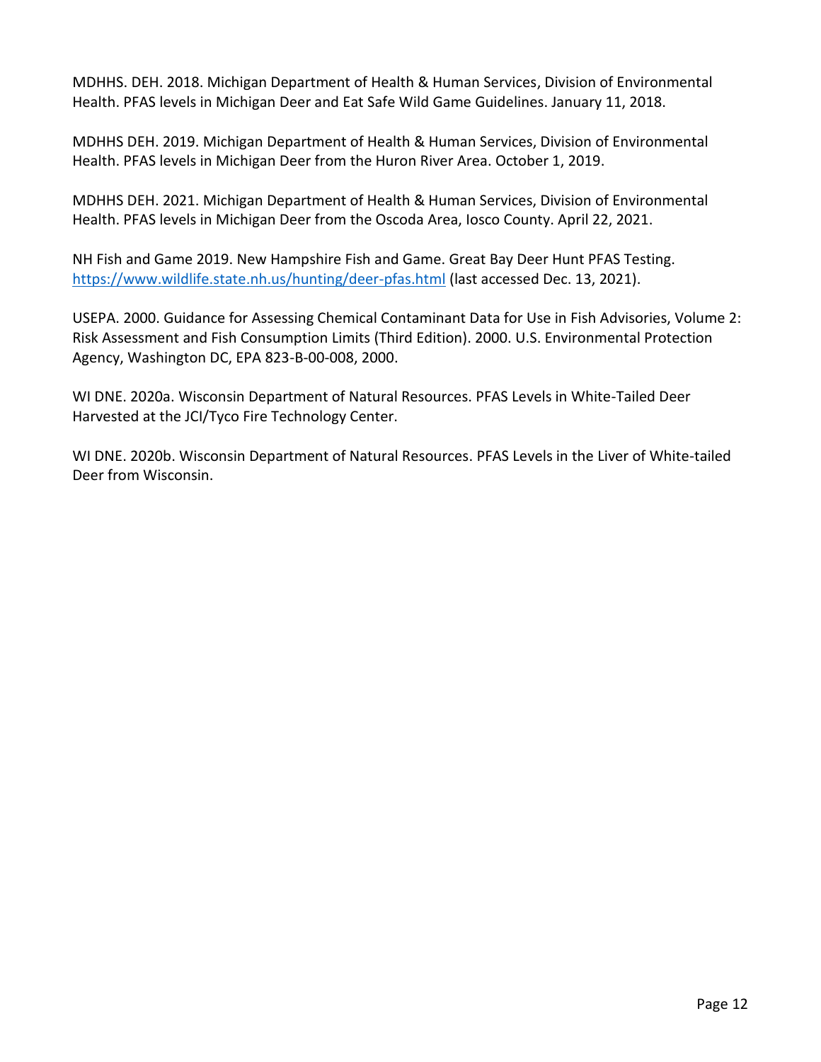MDHHS. DEH. 2018. Michigan Department of Health & Human Services, Division of Environmental Health. PFAS levels in Michigan Deer and Eat Safe Wild Game Guidelines. January 11, 2018.

MDHHS DEH. 2019. Michigan Department of Health & Human Services, Division of Environmental Health. PFAS levels in Michigan Deer from the Huron River Area. October 1, 2019.

MDHHS DEH. 2021. Michigan Department of Health & Human Services, Division of Environmental Health. PFAS levels in Michigan Deer from the Oscoda Area, Iosco County. April 22, 2021.

NH Fish and Game 2019. New Hampshire Fish and Game. Great Bay Deer Hunt PFAS Testing. https://www.wildlife.state.nh.us/hunting/deer-pfas.html (last accessed Dec. 13, 2021).

USEPA. 2000. Guidance for Assessing Chemical Contaminant Data for Use in Fish Advisories, Volume 2: Risk Assessment and Fish Consumption Limits (Third Edition). 2000. U.S. Environmental Protection Agency, Washington DC, EPA 823-B-00-008, 2000.

WI DNE. 2020a. Wisconsin Department of Natural Resources. PFAS Levels in White-Tailed Deer Harvested at the JCI/Tyco Fire Technology Center.

WI DNE. 2020b. Wisconsin Department of Natural Resources. PFAS Levels in the Liver of White-tailed Deer from Wisconsin.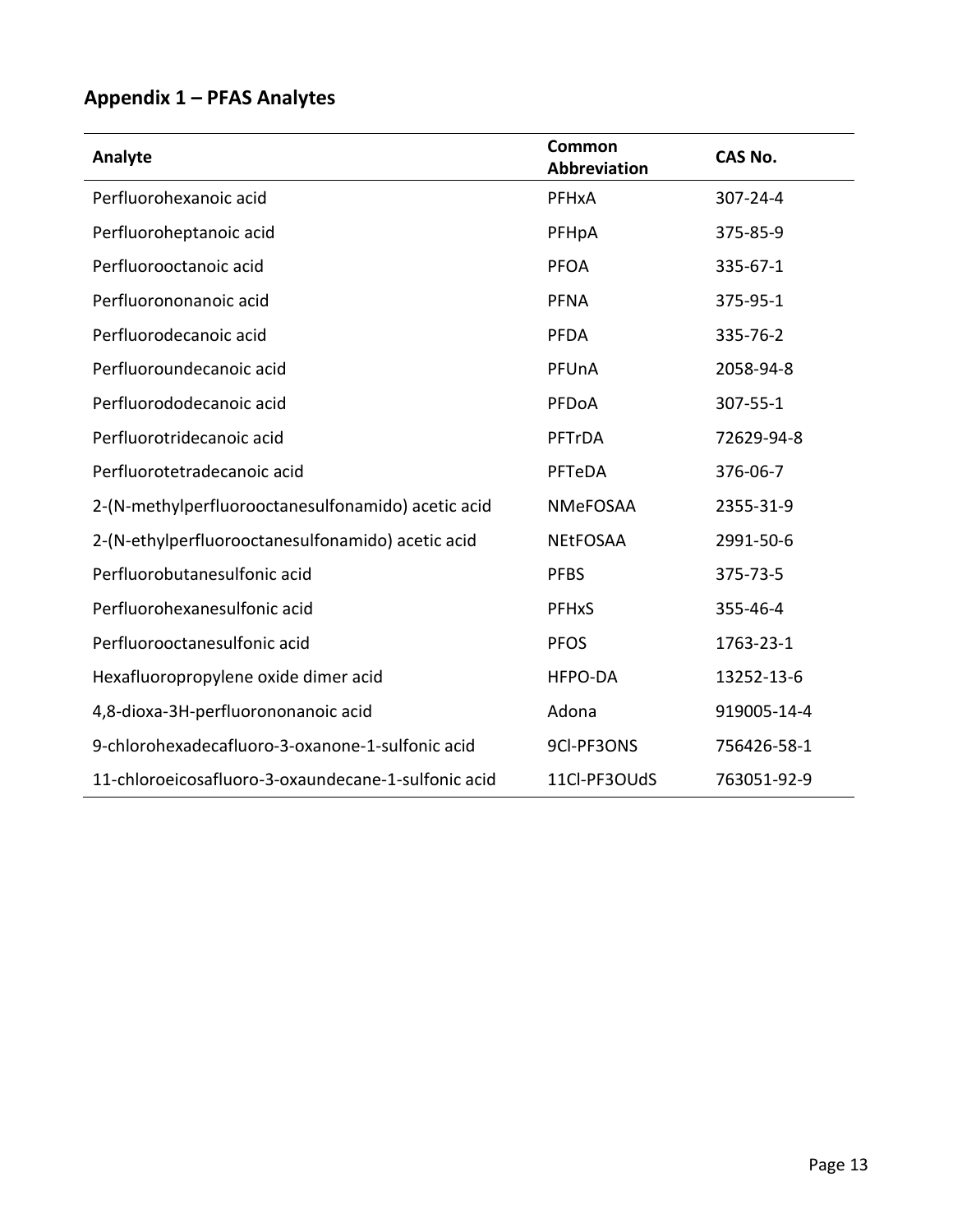## Appendix 1 – PFAS Analytes

| Analyte | Common Abbreviation | CAS No. |
|---|---|---|
| Perfluorohexanoic acid | PFHxA | 307-24-4 |
| Perfluoroheptanoic acid | PFHpA | 375-85-9 |
| Perfluorooctanoic acid | PFOA | 335-67-1 |
| Perfluorononanoic acid | PFNA | 375-95-1 |
| Perfluorodecanoic acid | PFDA | 335-76-2 |
| Perfluoroundecanoic acid | PFUnA | 2058-94-8 |
| Perfluorododecanoic acid | PFDoA | 307-55-1 |
| Perfluorotridecanoic acid | PFTrDA | 72629-94-8 |
| Perfluorotetradecanoic acid | PFTeDA | 376-06-7 |
| 2-(N-methylperfluorooctanesulfonamido) acetic acid | NMeFOSAA | 2355-31-9 |
| 2-(N-ethylperfluorooctanesulfonamido) acetic acid | NEtFOSAA | 2991-50-6 |
| Perfluorobutanesulfonic acid | PFBS | 375-73-5 |
| Perfluorohexanesulfonic acid | PFHxS | 355-46-4 |
| Perfluorooctanesulfonic acid | PFOS | 1763-23-1 |
| Hexafluoropropylene oxide dimer acid | HFPO-DA | 13252-13-6 |
| 4,8-dioxa-3H-perfluorononanoic acid | Adona | 919005-14-4 |
| 9-chlorohexadecafluoro-3-oxanone-1-sulfonic acid | 9Cl-PF3ONS | 756426-58-1 |
| 11-chloroeicosafluoro-3-oxaundecane-1-sulfonic acid | 11Cl-PF3OUdS | 763051-92-9 |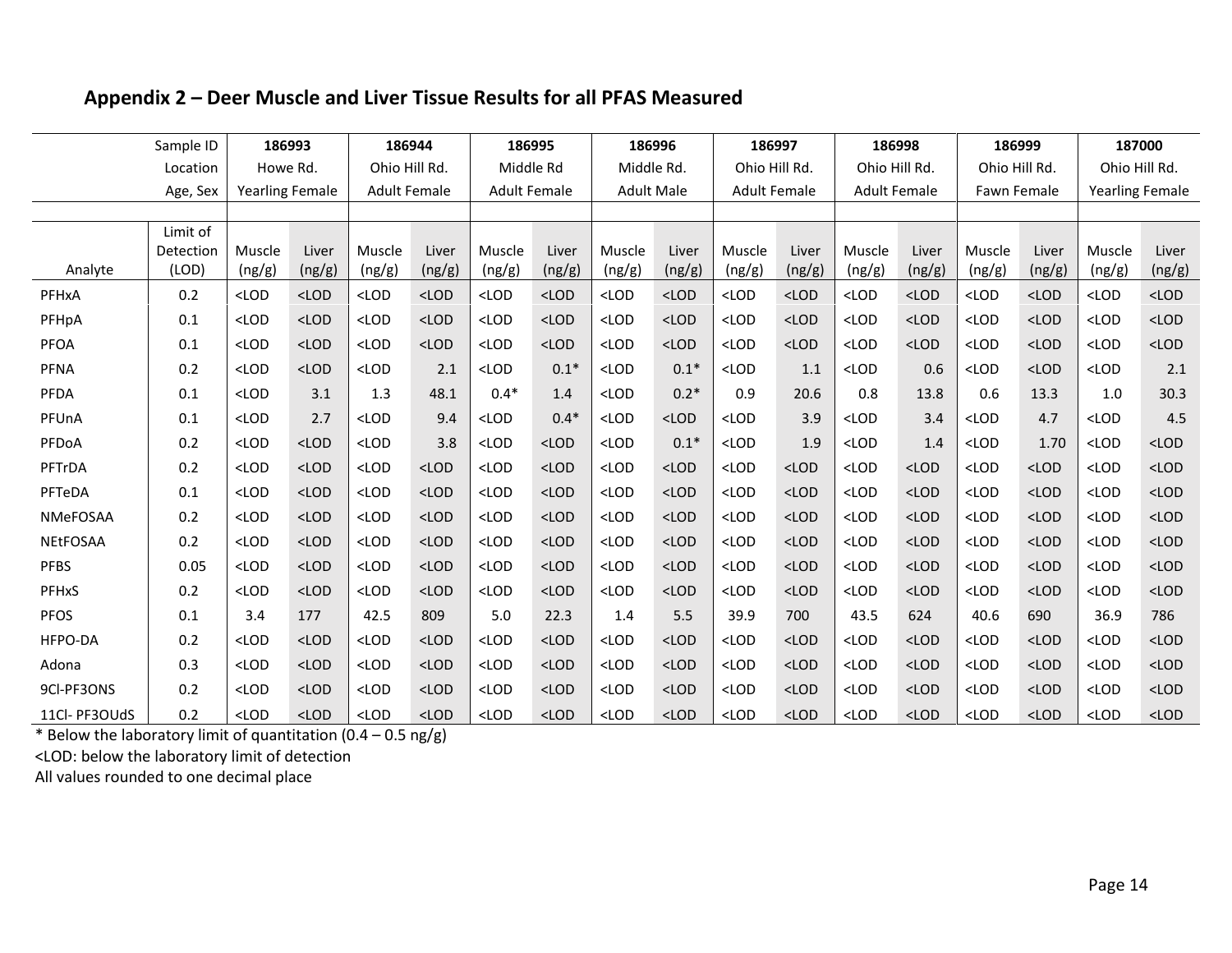## Appendix 2 – Deer Muscle and Liver Tissue Results for all PFAS Measured

| Sample ID | | 186993 | | 186944 | | 186995 | | 186996 | | 186997 | | 186998 | | 186999 | | 187000 | |
|---|---|---|---|---|---|---|---|---|---|---|---|---|---|---|---|---|---|
| Location | | Howe Rd. | | Ohio Hill Rd. | | Middle Rd | | Middle Rd. | | Ohio Hill Rd. | | Ohio Hill Rd. | | Ohio Hill Rd. | | Ohio Hill Rd. | |
| Age, Sex | | Yearling Female | | Adult Female | | Adult Female | | Adult Male | | Adult Female | | Adult Female | | Fawn Female | | Yearling Female | |
| Analyte | Limit of Detection (LOD) | Muscle (ng/g) | Liver (ng/g) | Muscle (ng/g) | Liver (ng/g) | Muscle (ng/g) | Liver (ng/g) | Muscle (ng/g) | Liver (ng/g) | Muscle (ng/g) | Liver (ng/g) | Muscle (ng/g) | Liver (ng/g) | Muscle (ng/g) | Liver (ng/g) | Muscle (ng/g) | Liver (ng/g) |
| PFHxA | 0.2 | <LOD | <LOD | <LOD | <LOD | <LOD | <LOD | <LOD | <LOD | <LOD | <LOD | <LOD | <LOD | <LOD | <LOD | <LOD | <LOD |
| PFHpA | 0.1 | <LOD | <LOD | <LOD | <LOD | <LOD | <LOD | <LOD | <LOD | <LOD | <LOD | <LOD | <LOD | <LOD | <LOD | <LOD | <LOD |
| PFOA | 0.1 | <LOD | <LOD | <LOD | <LOD | <LOD | <LOD | <LOD | <LOD | <LOD | <LOD | <LOD | <LOD | <LOD | <LOD | <LOD | <LOD |
| PFNA | 0.2 | <LOD | <LOD | <LOD | 2.1 | <LOD | 0.1* | <LOD | 0.1* | <LOD | 1.1 | <LOD | 0.6 | <LOD | <LOD | <LOD | 2.1 |
| PFDA | 0.1 | <LOD | 3.1 | 1.3 | 48.1 | 0.4* | 1.4 | <LOD | 0.2* | 0.9 | 20.6 | 0.8 | 13.8 | 0.6 | 13.3 | 1.0 | 30.3 |
| PFUnA | 0.1 | <LOD | 2.7 | <LOD | 9.4 | <LOD | 0.4* | <LOD | <LOD | <LOD | 3.9 | <LOD | 3.4 | <LOD | 4.7 | <LOD | 4.5 |
| PFDoA | 0.2 | <LOD | <LOD | <LOD | 3.8 | <LOD | <LOD | <LOD | 0.1* | <LOD | 1.9 | <LOD | 1.4 | <LOD | 1.70 | <LOD | <LOD |
| PFTrDA | 0.2 | <LOD | <LOD | <LOD | <LOD | <LOD | <LOD | <LOD | <LOD | <LOD | <LOD | <LOD | <LOD | <LOD | <LOD | <LOD | <LOD |
| PFTeDA | 0.1 | <LOD | <LOD | <LOD | <LOD | <LOD | <LOD | <LOD | <LOD | <LOD | <LOD | <LOD | <LOD | <LOD | <LOD | <LOD | <LOD |
| NMeFOSAA | 0.2 | <LOD | <LOD | <LOD | <LOD | <LOD | <LOD | <LOD | <LOD | <LOD | <LOD | <LOD | <LOD | <LOD | <LOD | <LOD | <LOD |
| NEtFOSAA | 0.2 | <LOD | <LOD | <LOD | <LOD | <LOD | <LOD | <LOD | <LOD | <LOD | <LOD | <LOD | <LOD | <LOD | <LOD | <LOD | <LOD |
| PFBS | 0.05 | <LOD | <LOD | <LOD | <LOD | <LOD | <LOD | <LOD | <LOD | <LOD | <LOD | <LOD | <LOD | <LOD | <LOD | <LOD | <LOD |
| PFHxS | 0.2 | <LOD | <LOD | <LOD | <LOD | <LOD | <LOD | <LOD | <LOD | <LOD | <LOD | <LOD | <LOD | <LOD | <LOD | <LOD | <LOD |
| PFOS | 0.1 | 3.4 | 177 | 42.5 | 809 | 5.0 | 22.3 | 1.4 | 5.5 | 39.9 | 700 | 43.5 | 624 | 40.6 | 690 | 36.9 | 786 |
| HFPO-DA | 0.2 | <LOD | <LOD | <LOD | <LOD | <LOD | <LOD | <LOD | <LOD | <LOD | <LOD | <LOD | <LOD | <LOD | <LOD | <LOD | <LOD |
| Adona | 0.3 | <LOD | <LOD | <LOD | <LOD | <LOD | <LOD | <LOD | <LOD | <LOD | <LOD | <LOD | <LOD | <LOD | <LOD | <LOD | <LOD |
| 9Cl-PF3ONS | 0.2 | <LOD | <LOD | <LOD | <LOD | <LOD | <LOD | <LOD | <LOD | <LOD | <LOD | <LOD | <LOD | <LOD | <LOD | <LOD | <LOD |
| 11Cl- PF3OUdS | 0.2 | <LOD | <LOD | <LOD | <LOD | <LOD | <LOD | <LOD | <LOD | <LOD | <LOD | <LOD | <LOD | <LOD | <LOD | <LOD | <LOD |

* Below the laboratory limit of quantitation (0.4 – 0.5 ng/g)

<LOD: below the laboratory limit of detection

All values rounded to one decimal place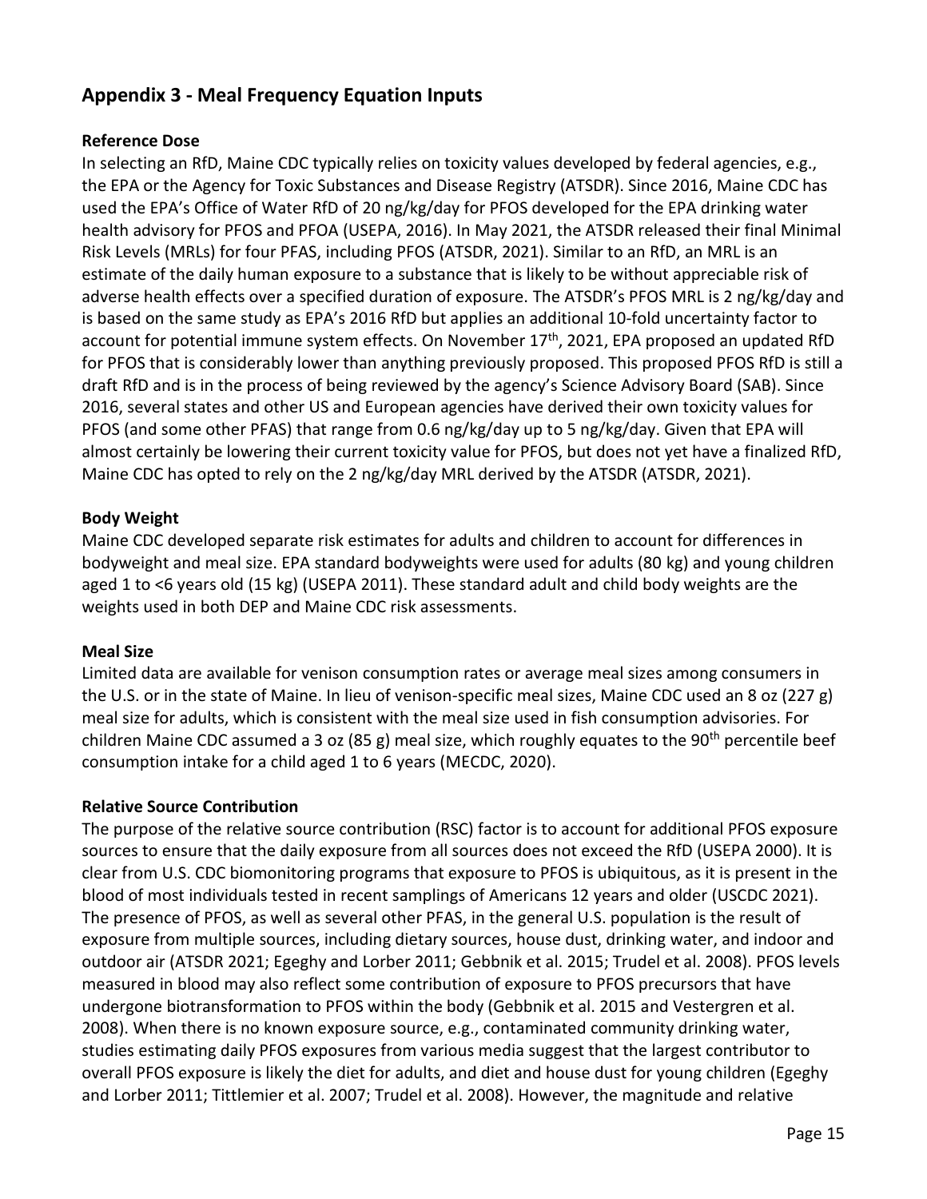## Appendix 3 - Meal Frequency Equation Inputs

### Reference Dose

In selecting an RfD, Maine CDC typically relies on toxicity values developed by federal agencies, e.g., the EPA or the Agency for Toxic Substances and Disease Registry (ATSDR). Since 2016, Maine CDC has used the EPA's Office of Water RfD of 20 ng/kg/day for PFOS developed for the EPA drinking water health advisory for PFOS and PFOA (USEPA, 2016). In May 2021, the ATSDR released their final Minimal Risk Levels (MRLs) for four PFAS, including PFOS (ATSDR, 2021). Similar to an RfD, an MRL is an estimate of the daily human exposure to a substance that is likely to be without appreciable risk of adverse health effects over a specified duration of exposure. The ATSDR's PFOS MRL is 2 ng/kg/day and is based on the same study as EPA's 2016 RfD but applies an additional 10-fold uncertainty factor to account for potential immune system effects. On November 17th, 2021, EPA proposed an updated RfD for PFOS that is considerably lower than anything previously proposed. This proposed PFOS RfD is still a draft RfD and is in the process of being reviewed by the agency's Science Advisory Board (SAB). Since 2016, several states and other US and European agencies have derived their own toxicity values for PFOS (and some other PFAS) that range from 0.6 ng/kg/day up to 5 ng/kg/day. Given that EPA will almost certainly be lowering their current toxicity value for PFOS, but does not yet have a finalized RfD, Maine CDC has opted to rely on the 2 ng/kg/day MRL derived by the ATSDR (ATSDR, 2021).

### Body Weight

Maine CDC developed separate risk estimates for adults and children to account for differences in bodyweight and meal size. EPA standard bodyweights were used for adults (80 kg) and young children aged 1 to <6 years old (15 kg) (USEPA 2011). These standard adult and child body weights are the weights used in both DEP and Maine CDC risk assessments.

### Meal Size

Limited data are available for venison consumption rates or average meal sizes among consumers in the U.S. or in the state of Maine. In lieu of venison-specific meal sizes, Maine CDC used an 8 oz (227 g) meal size for adults, which is consistent with the meal size used in fish consumption advisories. For children Maine CDC assumed a 3 oz (85 g) meal size, which roughly equates to the 90th percentile beef consumption intake for a child aged 1 to 6 years (MECDC, 2020).

### Relative Source Contribution

The purpose of the relative source contribution (RSC) factor is to account for additional PFOS exposure sources to ensure that the daily exposure from all sources does not exceed the RfD (USEPA 2000). It is clear from U.S. CDC biomonitoring programs that exposure to PFOS is ubiquitous, as it is present in the blood of most individuals tested in recent samplings of Americans 12 years and older (USCDC 2021). The presence of PFOS, as well as several other PFAS, in the general U.S. population is the result of exposure from multiple sources, including dietary sources, house dust, drinking water, and indoor and outdoor air (ATSDR 2021; Egeghy and Lorber 2011; Gebbnik et al. 2015; Trudel et al. 2008). PFOS levels measured in blood may also reflect some contribution of exposure to PFOS precursors that have undergone biotransformation to PFOS within the body (Gebbnik et al. 2015 and Vestergren et al. 2008). When there is no known exposure source, e.g., contaminated community drinking water, studies estimating daily PFOS exposures from various media suggest that the largest contributor to overall PFOS exposure is likely the diet for adults, and diet and house dust for young children (Egeghy and Lorber 2011; Tittlemier et al. 2007; Trudel et al. 2008). However, the magnitude and relative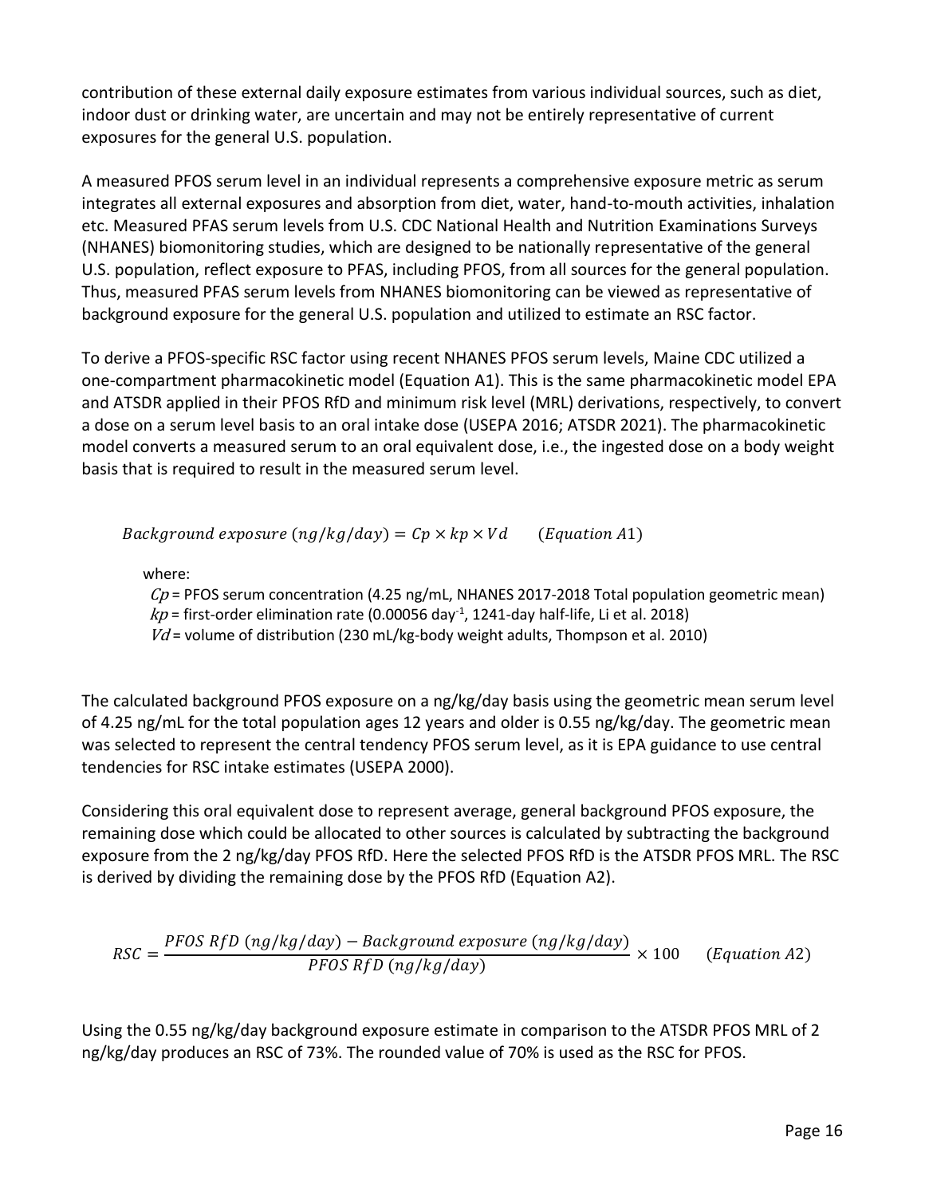contribution of these external daily exposure estimates from various individual sources, such as diet, indoor dust or drinking water, are uncertain and may not be entirely representative of current exposures for the general U.S. population.

A measured PFOS serum level in an individual represents a comprehensive exposure metric as serum integrates all external exposures and absorption from diet, water, hand-to-mouth activities, inhalation etc. Measured PFAS serum levels from U.S. CDC National Health and Nutrition Examinations Surveys (NHANES) biomonitoring studies, which are designed to be nationally representative of the general U.S. population, reflect exposure to PFAS, including PFOS, from all sources for the general population. Thus, measured PFAS serum levels from NHANES biomonitoring can be viewed as representative of background exposure for the general U.S. population and utilized to estimate an RSC factor.

To derive a PFOS-specific RSC factor using recent NHANES PFOS serum levels, Maine CDC utilized a one-compartment pharmacokinetic model (Equation A1). This is the same pharmacokinetic model EPA and ATSDR applied in their PFOS RfD and minimum risk level (MRL) derivations, respectively, to convert a dose on a serum level basis to an oral intake dose (USEPA 2016; ATSDR 2021). The pharmacokinetic model converts a measured serum to an oral equivalent dose, i.e., the ingested dose on a body weight basis that is required to result in the measured serum level.

$$Background\ exposure\ (ng/kg/day) = Cp \times kp \times Vd \qquad (Equation\ A1)$$

where:

$Cp$ = PFOS serum concentration (4.25 ng/mL, NHANES 2017-2018 Total population geometric mean)
$kp$ = first-order elimination rate (0.00056 day$^{-1}$, 1241-day half-life, Li et al. 2018)
$Vd$ = volume of distribution (230 mL/kg-body weight adults, Thompson et al. 2010)

The calculated background PFOS exposure on a ng/kg/day basis using the geometric mean serum level of 4.25 ng/mL for the total population ages 12 years and older is 0.55 ng/kg/day. The geometric mean was selected to represent the central tendency PFOS serum level, as it is EPA guidance to use central tendencies for RSC intake estimates (USEPA 2000).

Considering this oral equivalent dose to represent average, general background PFOS exposure, the remaining dose which could be allocated to other sources is calculated by subtracting the background exposure from the 2 ng/kg/day PFOS RfD. Here the selected PFOS RfD is the ATSDR PFOS MRL. The RSC is derived by dividing the remaining dose by the PFOS RfD (Equation A2).

$$RSC = \frac{PFOS\ RfD\ (ng/kg/day) - Background\ exposure\ (ng/kg/day)}{PFOS\ RfD\ (ng/kg/day)} \times 100 \qquad (Equation\ A2)$$

Using the 0.55 ng/kg/day background exposure estimate in comparison to the ATSDR PFOS MRL of 2 ng/kg/day produces an RSC of 73%. The rounded value of 70% is used as the RSC for PFOS.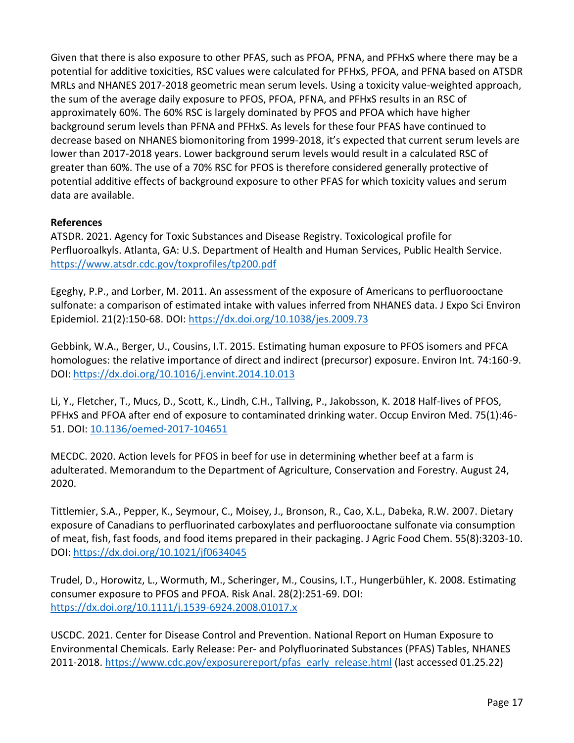Given that there is also exposure to other PFAS, such as PFOA, PFNA, and PFHxS where there may be a potential for additive toxicities, RSC values were calculated for PFHxS, PFOA, and PFNA based on ATSDR MRLs and NHANES 2017-2018 geometric mean serum levels. Using a toxicity value-weighted approach, the sum of the average daily exposure to PFOS, PFOA, PFNA, and PFHxS results in an RSC of approximately 60%. The 60% RSC is largely dominated by PFOS and PFOA which have higher background serum levels than PFNA and PFHxS. As levels for these four PFAS have continued to decrease based on NHANES biomonitoring from 1999-2018, it's expected that current serum levels are lower than 2017-2018 years. Lower background serum levels would result in a calculated RSC of greater than 60%. The use of a 70% RSC for PFOS is therefore considered generally protective of potential additive effects of background exposure to other PFAS for which toxicity values and serum data are available.

**References**

ATSDR. 2021. Agency for Toxic Substances and Disease Registry. Toxicological profile for Perfluoroalkyls. Atlanta, GA: U.S. Department of Health and Human Services, Public Health Service. https://www.atsdr.cdc.gov/toxprofiles/tp200.pdf

Egeghy, P.P., and Lorber, M. 2011. An assessment of the exposure of Americans to perfluorooctane sulfonate: a comparison of estimated intake with values inferred from NHANES data. J Expo Sci Environ Epidemiol. 21(2):150-68. DOI: https://dx.doi.org/10.1038/jes.2009.73

Gebbink, W.A., Berger, U., Cousins, I.T. 2015. Estimating human exposure to PFOS isomers and PFCA homologues: the relative importance of direct and indirect (precursor) exposure. Environ Int. 74:160-9. DOI: https://dx.doi.org/10.1016/j.envint.2014.10.013

Li, Y., Fletcher, T., Mucs, D., Scott, K., Lindh, C.H., Tallving, P., Jakobsson, K. 2018 Half-lives of PFOS, PFHxS and PFOA after end of exposure to contaminated drinking water. Occup Environ Med. 75(1):46-51. DOI: 10.1136/oemed-2017-104651

MECDC. 2020. Action levels for PFOS in beef for use in determining whether beef at a farm is adulterated. Memorandum to the Department of Agriculture, Conservation and Forestry. August 24, 2020.

Tittlemier, S.A., Pepper, K., Seymour, C., Moisey, J., Bronson, R., Cao, X.L., Dabeka, R.W. 2007. Dietary exposure of Canadians to perfluorinated carboxylates and perfluorooctane sulfonate via consumption of meat, fish, fast foods, and food items prepared in their packaging. J Agric Food Chem. 55(8):3203-10. DOI: https://dx.doi.org/10.1021/jf0634045

Trudel, D., Horowitz, L., Wormuth, M., Scheringer, M., Cousins, I.T., Hungerbühler, K. 2008. Estimating consumer exposure to PFOS and PFOA. Risk Anal. 28(2):251-69. DOI: https://dx.doi.org/10.1111/j.1539-6924.2008.01017.x

USCDC. 2021. Center for Disease Control and Prevention. National Report on Human Exposure to Environmental Chemicals. Early Release: Per- and Polyfluorinated Substances (PFAS) Tables, NHANES 2011-2018. https://www.cdc.gov/exposurereport/pfas_early_release.html (last accessed 01.25.22)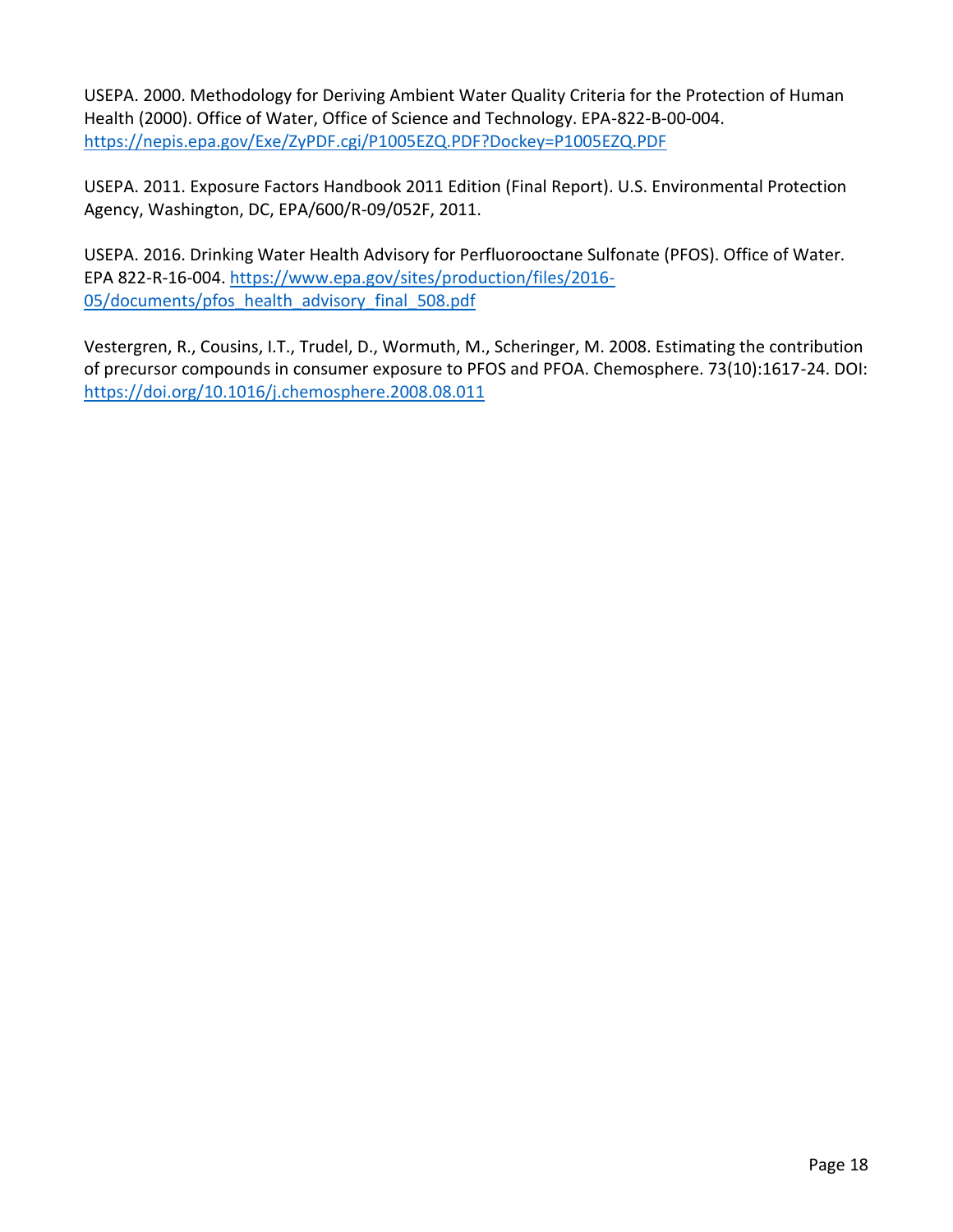USEPA. 2000. Methodology for Deriving Ambient Water Quality Criteria for the Protection of Human Health (2000). Office of Water, Office of Science and Technology. EPA-822-B-00-004. https://nepis.epa.gov/Exe/ZyPDF.cgi/P1005EZQ.PDF?Dockey=P1005EZQ.PDF

USEPA. 2011. Exposure Factors Handbook 2011 Edition (Final Report). U.S. Environmental Protection Agency, Washington, DC, EPA/600/R-09/052F, 2011.

USEPA. 2016. Drinking Water Health Advisory for Perfluorooctane Sulfonate (PFOS). Office of Water. EPA 822-R-16-004. https://www.epa.gov/sites/production/files/2016-05/documents/pfos_health_advisory_final_508.pdf

Vestergren, R., Cousins, I.T., Trudel, D., Wormuth, M., Scheringer, M. 2008. Estimating the contribution of precursor compounds in consumer exposure to PFOS and PFOA. Chemosphere. 73(10):1617-24. DOI: https://doi.org/10.1016/j.chemosphere.2008.08.011